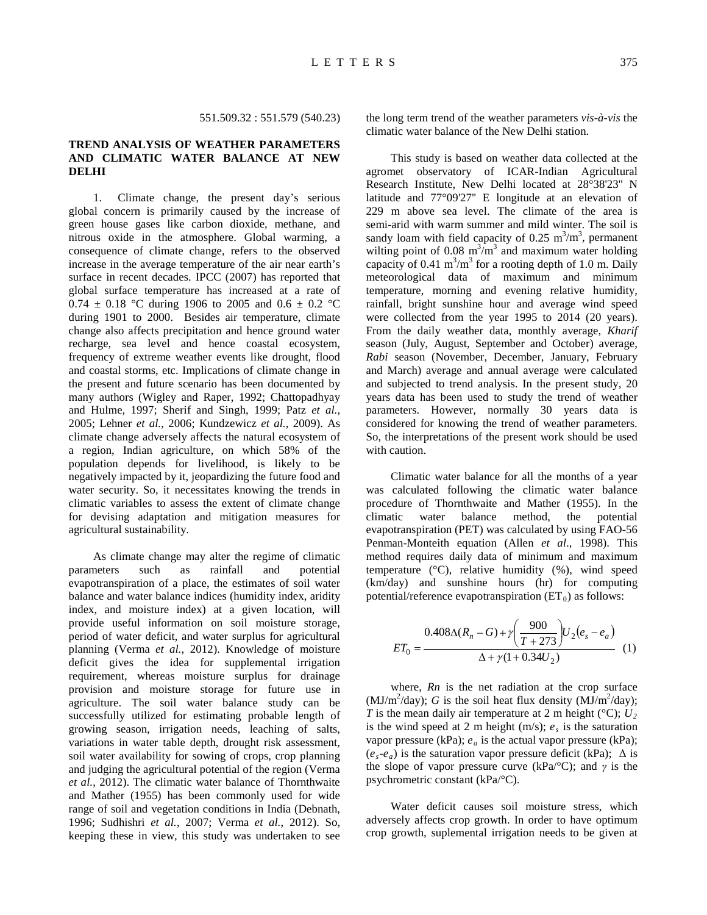551.509.32 : 551.579 (540.23)

## TREND ANALYSIS OF WEATHER PARAMETERS AND CLIMATIC WATER BALANCE AT NEW DELHI

1. Climate change, the present day's serious global concern is primarily caused by the increase of green house gases like carbon dioxide, methane, and nitrous oxide in the atmosphere. Global warming, a consequence of climate change, refers to the observed increase in the average temperature of the air near earth's surface in recent decades. IPCC (2007) has reported that global surface temperature has increased at a rate of 0.74 ± 0.18 °C during 1906 to 2005 and 0.6 ± 0.2 °C during 1901 to 2000. Besides air temperature, climate change also affects precipitation and hence ground water recharge, sea level and hence coastal ecosystem, frequency of extreme weather events like drought, flood and coastal storms, etc. Implications of climate change in the present and future scenario has been documented by many authors (Wigley and Raper, 1992; Chattopadhyay and Hulme, 1997; Sherif and Singh, 1999; Patz *et al.*, 2005; Lehner *et al.*, 2006; Kundzewicz *et al.*, 2009). As climate change adversely affects the natural ecosystem of a region, Indian agriculture, on which 58% of the population depends for livelihood, is likely to be negatively impacted by it, jeopardizing the future food and water security. So, it necessitates knowing the trends in climatic variables to assess the extent of climate change for devising adaptation and mitigation measures for agricultural sustainability.

As climate change may alter the regime of climatic parameters such as rainfall and potential evapotranspiration of a place, the estimates of soil water balance and water balance indices (humidity index, aridity index, and moisture index) at a given location, will provide useful information on soil moisture storage, period of water deficit, and water surplus for agricultural planning (Verma *et al.*, 2012). Knowledge of moisture deficit gives the idea for supplemental irrigation requirement, whereas moisture surplus for drainage provision and moisture storage for future use in agriculture. The soil water balance study can be successfully utilized for estimating probable length of growing season, irrigation needs, leaching of salts, variations in water table depth, drought risk assessment, soil water availability for sowing of crops, crop planning and judging the agricultural potential of the region (Verma *et al.*, 2012). The climatic water balance of Thornthwaite and Mather (1955) has been commonly used for wide range of soil and vegetation conditions in India (Debnath, 1996; Sudhishri *et al.*, 2007; Verma *et al.*, 2012). So, keeping these in view, this study was undertaken to see the long term trend of the weather parameters *vis-à-vis* the climatic water balance of the New Delhi station.

This study is based on weather data collected at the agromet observatory of ICAR-Indian Agricultural Research Institute, New Delhi located at 28°38'23" N latitude and 77°09'27" E longitude at an elevation of 229 m above sea level. The climate of the area is semi-arid with warm summer and mild winter. The soil is sandy loam with field capacity of 0.25 $m^3/m^3$, permanent wilting point of 0.08 $m^3/m^3$ and maximum water holding capacity of 0.41 $m^3/m^3$ for a rooting depth of 1.0 m. Daily meteorological data of maximum and minimum temperature, morning and evening relative humidity, rainfall, bright sunshine hour and average wind speed were collected from the year 1995 to 2014 (20 years). From the daily weather data, monthly average, *Kharif* season (July, August, September and October) average, *Rabi* season (November, December, January, February and March) average and annual average were calculated and subjected to trend analysis. In the present study, 20 years data has been used to study the trend of weather parameters. However, normally 30 years data is considered for knowing the trend of weather parameters. So, the interpretations of the present work should be used with caution.

Climatic water balance for all the months of a year was calculated following the climatic water balance procedure of Thornthwaite and Mather (1955). In the climatic water balance method, the potential evapotranspiration (PET) was calculated by using FAO-56 Penman-Monteith equation (Allen *et al*., 1998). This method requires daily data of minimum and maximum temperature (°C), relative humidity (%), wind speed (km/day) and sunshine hours (hr) for computing potential/reference evapotranspiration ($ET_0$) as follows:

$$ET_0 = \frac{0.408\Delta(R_n - G) + \gamma\left(\frac{900}{T+273}\right)U_2\left(e_s - e_a\right)}{\Delta + \gamma(1 + 0.34U_2)} \quad (1)$$

where, $Rn$ is the net radiation at the crop surface ($MJ/m^2/day$); $G$ is the soil heat flux density ($MJ/m^2/day$); $T$ is the mean daily air temperature at 2 m height (°C); $U_2$ is the wind speed at 2 m height (m/s); $e_s$ is the saturation vapor pressure (kPa); $e_a$ is the actual vapor pressure (kPa); ($e_s$-$e_a$) is the saturation vapor pressure deficit (kPa); $\Delta$ is the slope of vapor pressure curve (kPa/°C); and $\gamma$ is the psychrometric constant (kPa/°C).

Water deficit causes soil moisture stress, which adversely affects crop growth. In order to have optimum crop growth, suplemental irrigation needs to be given at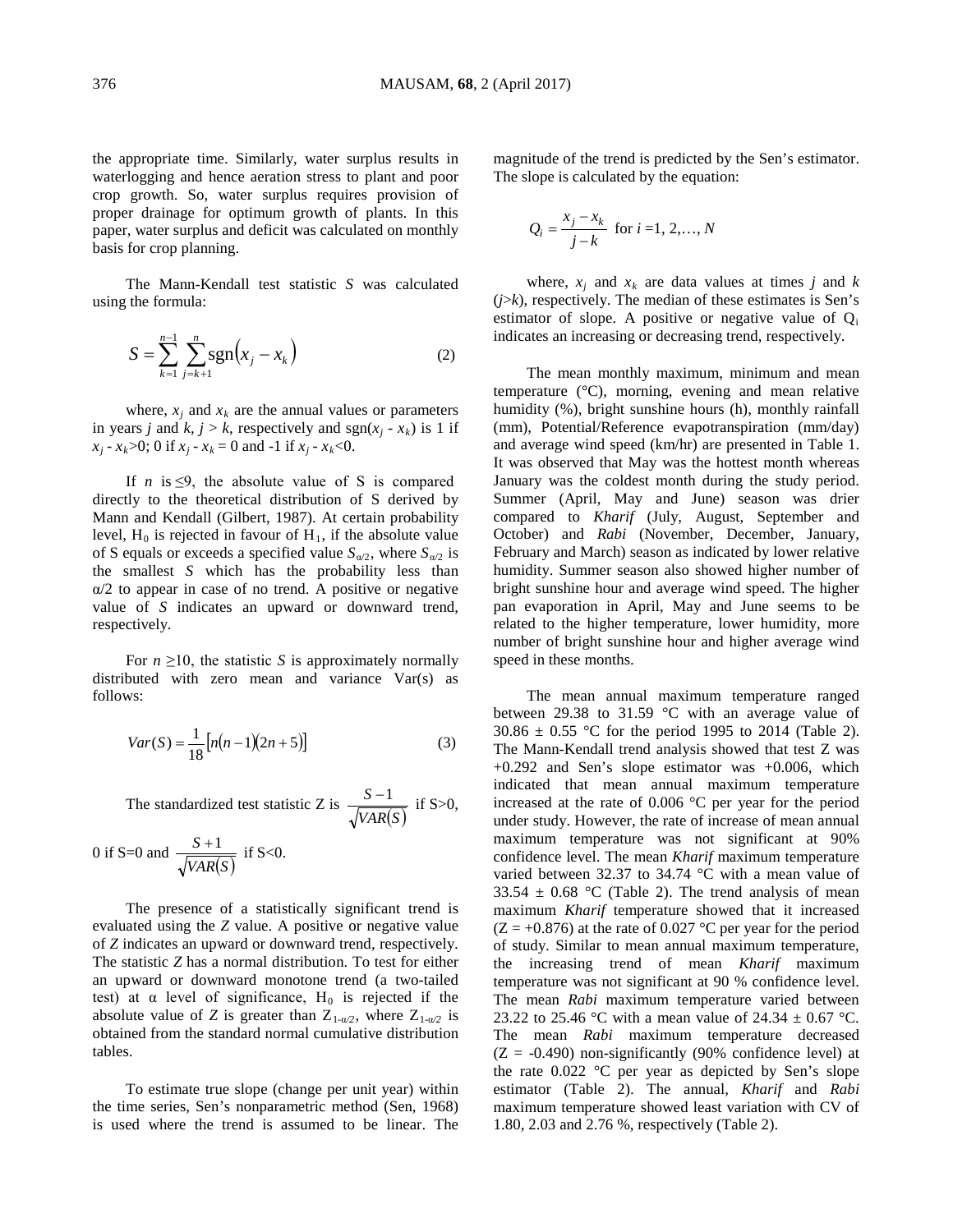the appropriate time. Similarly, water surplus results in waterlogging and hence aeration stress to plant and poor crop growth. So, water surplus requires provision of proper drainage for optimum growth of plants. In this paper, water surplus and deficit was calculated on monthly basis for crop planning.

The Mann-Kendall test statistic *S* was calculated using the formula:

$$S = \sum_{k=1}^{n-1} \sum_{j=k+1}^{n} \text{sgn}(x_j - x_k) \tag{2}$$

where, $x_j$ and $x_k$ are the annual values or parameters in years *j* and *k*, $j > k$, respectively and $\text{sgn}(x_j - x_k)$ is 1 if $x_j - x_k > 0$; 0 if $x_j - x_k = 0$ and -1 if $x_j - x_k < 0$.

If $n$ is $\leq 9$, the absolute value of S is compared directly to the theoretical distribution of S derived by Mann and Kendall (Gilbert, 1987). At certain probability level, $H_0$ is rejected in favour of $H_1$, if the absolute value of S equals or exceeds a specified value $S_{\alpha/2}$, where $S_{\alpha/2}$ is the smallest *S* which has the probability less than $\alpha/2$ to appear in case of no trend. A positive or negative value of *S* indicates an upward or downward trend, respectively.

For $n \geq 10$, the statistic *S* is approximately normally distributed with zero mean and variance Var(s) as follows:

$$Var(S) = \frac{1}{18}\left[n(n-1)(2n+5)\right] \tag{3}$$

The standardized test statistic Z is $\frac{S-1}{\sqrt{VAR(S)}}$ if S>0, 0 if S=0 and $\frac{S+1}{\sqrt{VAR(S)}}$ if S<0.

The presence of a statistically significant trend is evaluated using the *Z* value. A positive or negative value of *Z* indicates an upward or downward trend, respectively. The statistic *Z* has a normal distribution. To test for either an upward or downward monotone trend (a two-tailed test) at α level of significance, $H_0$ is rejected if the absolute value of *Z* is greater than $Z_{1-\alpha/2}$, where $Z_{1-\alpha/2}$ is obtained from the standard normal cumulative distribution tables.

To estimate true slope (change per unit year) within the time series, Sen's nonparametric method (Sen, 1968) is used where the trend is assumed to be linear. The magnitude of the trend is predicted by the Sen's estimator. The slope is calculated by the equation:

$$Q_i = \frac{x_j - x_k}{j - k} \text{ for } i = 1, 2, \ldots, N$$

where, $x_j$ and $x_k$ are data values at times *j* and *k* ($j>k$), respectively. The median of these estimates is Sen's estimator of slope. A positive or negative value of $Q_i$ indicates an increasing or decreasing trend, respectively.

The mean monthly maximum, minimum and mean temperature (°C), morning, evening and mean relative humidity (%), bright sunshine hours (h), monthly rainfall (mm), Potential/Reference evapotranspiration (mm/day) and average wind speed (km/hr) are presented in Table 1. It was observed that May was the hottest month whereas January was the coldest month during the study period. Summer (April, May and June) season was drier compared to *Kharif* (July, August, September and October) and *Rabi* (November, December, January, February and March) season as indicated by lower relative humidity. Summer season also showed higher number of bright sunshine hour and average wind speed. The higher pan evaporation in April, May and June seems to be related to the higher temperature, lower humidity, more number of bright sunshine hour and higher average wind speed in these months.

The mean annual maximum temperature ranged between 29.38 to 31.59 °C with an average value of 30.86 ± 0.55 °C for the period 1995 to 2014 (Table 2). The Mann-Kendall trend analysis showed that test Z was +0.292 and Sen's slope estimator was +0.006, which indicated that mean annual maximum temperature increased at the rate of 0.006 °C per year for the period under study. However, the rate of increase of mean annual maximum temperature was not significant at 90% confidence level. The mean *Kharif* maximum temperature varied between 32.37 to 34.74 °C with a mean value of 33.54 ± 0.68 °C (Table 2). The trend analysis of mean maximum *Kharif* temperature showed that it increased (Z = +0.876) at the rate of 0.027 °C per year for the period of study. Similar to mean annual maximum temperature, the increasing trend of mean *Kharif* maximum temperature was not significant at 90 % confidence level. The mean *Rabi* maximum temperature varied between 23.22 to 25.46 °C with a mean value of 24.34 ± 0.67 °C. The mean *Rabi* maximum temperature decreased (Z = -0.490) non-significantly (90% confidence level) at the rate 0.022 °C per year as depicted by Sen's slope estimator (Table 2). The annual, *Kharif* and *Rabi* maximum temperature showed least variation with CV of 1.80, 2.03 and 2.76 %, respectively (Table 2).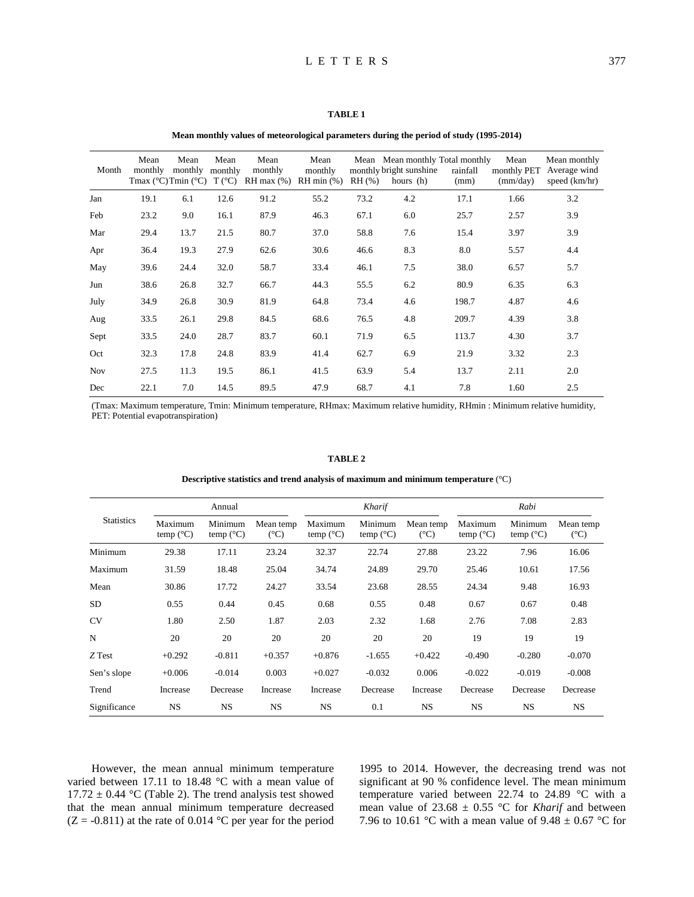**TABLE 1**

**Mean monthly values of meteorological parameters during the period of study (1995-2014)**

| Month | Mean monthly Tmax (°C) | Mean monthly Tmin (°C) | Mean monthly T (°C) | Mean monthly RH max (%) | Mean monthly RH min (%) | Mean monthly RH (%) | Mean monthly bright sunshine hours (h) | Total monthly rainfall (mm) | Mean monthly PET (mm/day) | Mean monthly Average wind speed (km/hr) |
|---|---|---|---|---|---|---|---|---|---|---|
| Jan | 19.1 | 6.1 | 12.6 | 91.2 | 55.2 | 73.2 | 4.2 | 17.1 | 1.66 | 3.2 |
| Feb | 23.2 | 9.0 | 16.1 | 87.9 | 46.3 | 67.1 | 6.0 | 25.7 | 2.57 | 3.9 |
| Mar | 29.4 | 13.7 | 21.5 | 80.7 | 37.0 | 58.8 | 7.6 | 15.4 | 3.97 | 3.9 |
| Apr | 36.4 | 19.3 | 27.9 | 62.6 | 30.6 | 46.6 | 8.3 | 8.0 | 5.57 | 4.4 |
| May | 39.6 | 24.4 | 32.0 | 58.7 | 33.4 | 46.1 | 7.5 | 38.0 | 6.57 | 5.7 |
| Jun | 38.6 | 26.8 | 32.7 | 66.7 | 44.3 | 55.5 | 6.2 | 80.9 | 6.35 | 6.3 |
| July | 34.9 | 26.8 | 30.9 | 81.9 | 64.8 | 73.4 | 4.6 | 198.7 | 4.87 | 4.6 |
| Aug | 33.5 | 26.1 | 29.8 | 84.5 | 68.6 | 76.5 | 4.8 | 209.7 | 4.39 | 3.8 |
| Sept | 33.5 | 24.0 | 28.7 | 83.7 | 60.1 | 71.9 | 6.5 | 113.7 | 4.30 | 3.7 |
| Oct | 32.3 | 17.8 | 24.8 | 83.9 | 41.4 | 62.7 | 6.9 | 21.9 | 3.32 | 2.3 |
| Nov | 27.5 | 11.3 | 19.5 | 86.1 | 41.5 | 63.9 | 5.4 | 13.7 | 2.11 | 2.0 |
| Dec | 22.1 | 7.0 | 14.5 | 89.5 | 47.9 | 68.7 | 4.1 | 7.8 | 1.60 | 2.5 |

(Tmax: Maximum temperature, Tmin: Minimum temperature, RHmax: Maximum relative humidity, RHmin : Minimum relative humidity, PET: Potential evapotranspiration)

**TABLE 2**

**Descriptive statistics and trend analysis of maximum and minimum temperature** (°C)

| Statistics | Annual | | | *Kharif* | | | *Rabi* | | |
|---|---|---|---|---|---|---|---|---|---|
| | Maximum temp (°C) | Minimum temp (°C) | Mean temp (°C) | Maximum temp (°C) | Minimum temp (°C) | Mean temp (°C) | Maximum temp (°C) | Minimum temp (°C) | Mean temp (°C) |
| Minimum | 29.38 | 17.11 | 23.24 | 32.37 | 22.74 | 27.88 | 23.22 | 7.96 | 16.06 |
| Maximum | 31.59 | 18.48 | 25.04 | 34.74 | 24.89 | 29.70 | 25.46 | 10.61 | 17.56 |
| Mean | 30.86 | 17.72 | 24.27 | 33.54 | 23.68 | 28.55 | 24.34 | 9.48 | 16.93 |
| SD | 0.55 | 0.44 | 0.45 | 0.68 | 0.55 | 0.48 | 0.67 | 0.67 | 0.48 |
| CV | 1.80 | 2.50 | 1.87 | 2.03 | 2.32 | 1.68 | 2.76 | 7.08 | 2.83 |
| N | 20 | 20 | 20 | 20 | 20 | 20 | 19 | 19 | 19 |
| *Z* Test | +0.292 | -0.811 | +0.357 | +0.876 | -1.655 | +0.422 | -0.490 | -0.280 | -0.070 |
| Sen's slope | +0.006 | -0.014 | 0.003 | +0.027 | -0.032 | 0.006 | -0.022 | -0.019 | -0.008 |
| Trend | Increase | Decrease | Increase | Increase | Decrease | Increase | Decrease | Decrease | Decrease |
| Significance | NS | NS | NS | NS | 0.1 | NS | NS | NS | NS |

However, the mean annual minimum temperature varied between 17.11 to 18.48 °C with a mean value of 17.72 ± 0.44 °C (Table 2). The trend analysis test showed that the mean annual minimum temperature decreased (Z = -0.811) at the rate of 0.014 °C per year for the period 1995 to 2014. However, the decreasing trend was not significant at 90 % confidence level. The mean minimum temperature varied between 22.74 to 24.89 °C with a mean value of 23.68 ± 0.55 °C for *Kharif* and between 7.96 to 10.61 °C with a mean value of 9.48 ± 0.67 °C for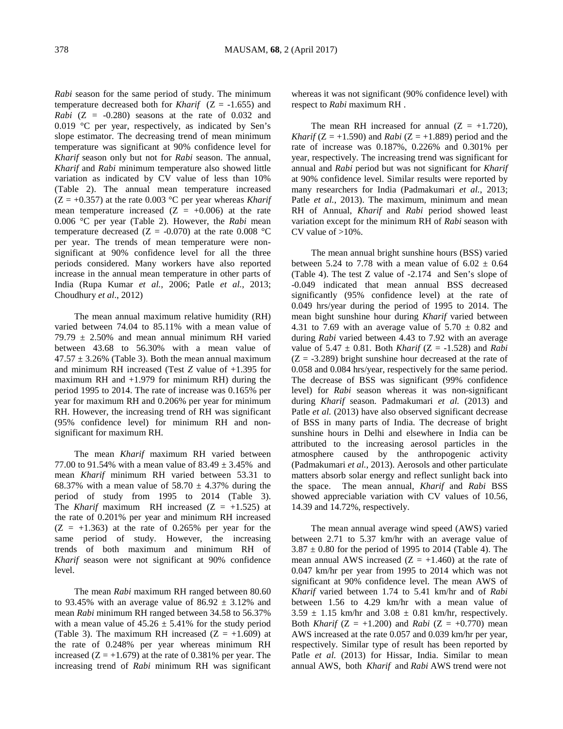*Rabi* season for the same period of study. The minimum temperature decreased both for *Kharif* (Z = -1.655) and *Rabi* (Z = -0.280) seasons at the rate of 0.032 and 0.019 °C per year, respectively, as indicated by Sen's slope estimator. The decreasing trend of mean minimum temperature was significant at 90% confidence level for *Kharif* season only but not for *Rabi* season. The annual, *Kharif* and *Rabi* minimum temperature also showed little variation as indicated by CV value of less than 10% (Table 2). The annual mean temperature increased (Z = +0.357) at the rate 0.003 °C per year whereas *Kharif* mean temperature increased (Z = +0.006) at the rate 0.006 °C per year (Table 2). However, the *Rabi* mean temperature decreased (Z = -0.070) at the rate 0.008 °C per year. The trends of mean temperature were non-significant at 90% confidence level for all the three periods considered. Many workers have also reported increase in the annual mean temperature in other parts of India (Rupa Kumar *et al.*, 2006; Patle *et al.*, 2013; Choudhury *et al*., 2012)

The mean annual maximum relative humidity (RH) varied between 74.04 to 85.11% with a mean value of 79.79 ± 2.50% and mean annual minimum RH varied between 43.68 to 56.30% with a mean value of 47.57 ± 3.26% (Table 3). Both the mean annual maximum and minimum RH increased (Test *Z* value of +1.395 for maximum RH and +1.979 for minimum RH) during the period 1995 to 2014. The rate of increase was 0.165% per year for maximum RH and 0.206% per year for minimum RH. However, the increasing trend of RH was significant (95% confidence level) for minimum RH and non-significant for maximum RH.

The mean *Kharif* maximum RH varied between 77.00 to 91.54% with a mean value of 83.49 ± 3.45% and mean *Kharif* minimum RH varied between 53.31 to 68.37% with a mean value of 58.70 ± 4.37% during the period of study from 1995 to 2014 (Table 3). The *Kharif* maximum RH increased (Z = +1.525) at the rate of 0.201% per year and minimum RH increased (Z = +1.363) at the rate of 0.265% per year for the same period of study. However, the increasing trends of both maximum and minimum RH of *Kharif* season were not significant at 90% confidence level.

The mean *Rabi* maximum RH ranged between 80.60 to 93.45% with an average value of 86.92 ± 3.12% and mean *Rabi* minimum RH ranged between 34.58 to 56.37% with a mean value of 45.26 ± 5.41% for the study period (Table 3). The maximum RH increased (Z = +1.609) at the rate of 0.248% per year whereas minimum RH increased (Z = +1.679) at the rate of 0.381% per year. The increasing trend of *Rabi* minimum RH was significant whereas it was not significant (90% confidence level) with respect to *Rabi* maximum RH .

The mean RH increased for annual (Z = +1.720), *Kharif* (Z = +1.590) and *Rabi* (Z = +1.889) period and the rate of increase was 0.187%, 0.226% and 0.301% per year, respectively. The increasing trend was significant for annual and *Rabi* period but was not significant for *Kharif* at 90% confidence level. Similar results were reported by many researchers for India (Padmakumari *et al.*, 2013; Patle *et al.*, 2013). The maximum, minimum and mean RH of Annual, *Kharif* and *Rabi* period showed least variation except for the minimum RH of *Rabi* season with CV value of >10%.

The mean annual bright sunshine hours (BSS) varied between 5.24 to 7.78 with a mean value of 6.02 ± 0.64 (Table 4). The test Z value of -2.174 and Sen's slope of -0.049 indicated that mean annual BSS decreased significantly (95% confidence level) at the rate of 0.049 hrs/year during the period of 1995 to 2014. The mean bight sunshine hour during *Kharif* varied between 4.31 to 7.69 with an average value of 5.70 ± 0.82 and during *Rabi* varied between 4.43 to 7.92 with an average value of 5.47 ± 0.81. Both *Kharif* (Z = -1.528) and *Rabi* (Z = -3.289) bright sunshine hour decreased at the rate of 0.058 and 0.084 hrs/year, respectively for the same period. The decrease of BSS was significant (99% confidence level) for *Rabi* season whereas it was non-significant during *Kharif* season. Padmakumari *et al.* (2013) and Patle *et al.* (2013) have also observed significant decrease of BSS in many parts of India. The decrease of bright sunshine hours in Delhi and elsewhere in India can be attributed to the increasing aerosol particles in the atmosphere caused by the anthropogenic activity (Padmakumari *et al.*, 2013). Aerosols and other particulate matters absorb solar energy and reflect sunlight back into the space. The mean annual, *Kharif* and *Rabi* BSS showed appreciable variation with CV values of 10.56, 14.39 and 14.72%, respectively.

The mean annual average wind speed (AWS) varied between 2.71 to 5.37 km/hr with an average value of 3.87 ± 0.80 for the period of 1995 to 2014 (Table 4). The mean annual AWS increased (Z = +1.460) at the rate of 0.047 km/hr per year from 1995 to 2014 which was not significant at 90% confidence level. The mean AWS of *Kharif* varied between 1.74 to 5.41 km/hr and of *Rabi* between 1.56 to 4.29 km/hr with a mean value of 3.59 ± 1.15 km/hr and 3.08 ± 0.81 km/hr, respectively. Both *Kharif* (Z = +1.200) and *Rabi* (Z = +0.770) mean AWS increased at the rate 0.057 and 0.039 km/hr per year, respectively. Similar type of result has been reported by Patle *et al.* (2013) for Hissar, India. Similar to mean annual AWS, both *Kharif* and *Rabi* AWS trend were not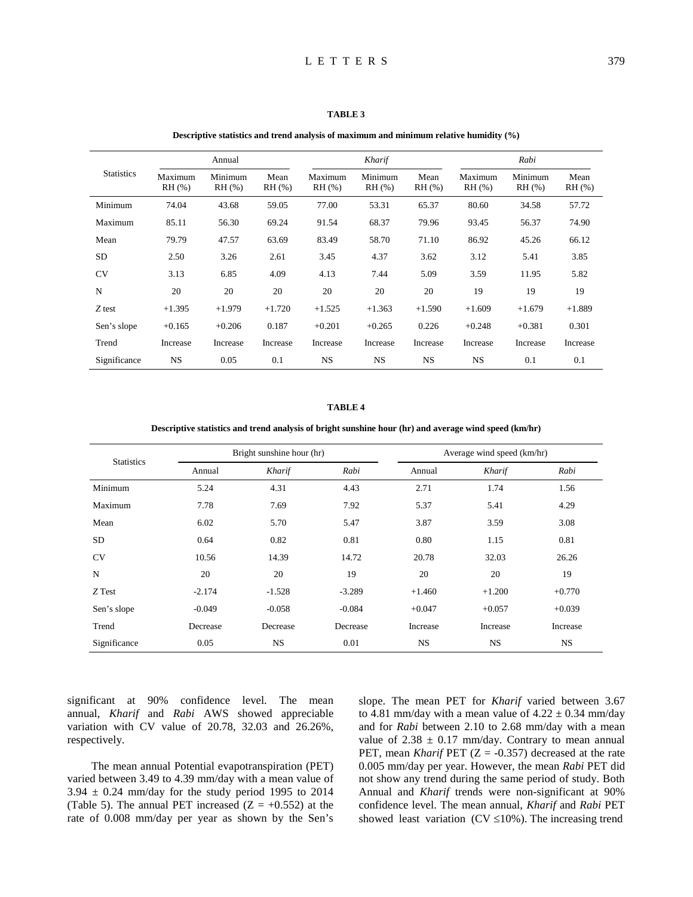**TABLE 3**

**Descriptive statistics and trend analysis of maximum and minimum relative humidity (%)**

| Statistics | Annual | | | *Kharif* | | | *Rabi* | | |
|---|---|---|---|---|---|---|---|---|---|
| | Maximum RH (%) | Minimum RH (%) | Mean RH (%) | Maximum RH (%) | Minimum RH (%) | Mean RH (%) | Maximum RH (%) | Minimum RH (%) | Mean RH (%) |
| Minimum | 74.04 | 43.68 | 59.05 | 77.00 | 53.31 | 65.37 | 80.60 | 34.58 | 57.72 |
| Maximum | 85.11 | 56.30 | 69.24 | 91.54 | 68.37 | 79.96 | 93.45 | 56.37 | 74.90 |
| Mean | 79.79 | 47.57 | 63.69 | 83.49 | 58.70 | 71.10 | 86.92 | 45.26 | 66.12 |
| SD | 2.50 | 3.26 | 2.61 | 3.45 | 4.37 | 3.62 | 3.12 | 5.41 | 3.85 |
| CV | 3.13 | 6.85 | 4.09 | 4.13 | 7.44 | 5.09 | 3.59 | 11.95 | 5.82 |
| N | 20 | 20 | 20 | 20 | 20 | 20 | 19 | 19 | 19 |
| *Z* test | +1.395 | +1.979 | +1.720 | +1.525 | +1.363 | +1.590 | +1.609 | +1.679 | +1.889 |
| Sen's slope | +0.165 | +0.206 | 0.187 | +0.201 | +0.265 | 0.226 | +0.248 | +0.381 | 0.301 |
| Trend | Increase | Increase | Increase | Increase | Increase | Increase | Increase | Increase | Increase |
| Significance | NS | 0.05 | 0.1 | NS | NS | NS | NS | 0.1 | 0.1 |

**TABLE 4**

**Descriptive statistics and trend analysis of bright sunshine hour (hr) and average wind speed (km/hr)**

| Statistics | Bright sunshine hour (hr) | | | Average wind speed (km/hr) | | |
|---|---|---|---|---|---|---|
| | Annual | *Kharif* | *Rabi* | Annual | *Kharif* | *Rabi* |
| Minimum | 5.24 | 4.31 | 4.43 | 2.71 | 1.74 | 1.56 |
| Maximum | 7.78 | 7.69 | 7.92 | 5.37 | 5.41 | 4.29 |
| Mean | 6.02 | 5.70 | 5.47 | 3.87 | 3.59 | 3.08 |
| SD | 0.64 | 0.82 | 0.81 | 0.80 | 1.15 | 0.81 |
| CV | 10.56 | 14.39 | 14.72 | 20.78 | 32.03 | 26.26 |
| N | 20 | 20 | 19 | 20 | 20 | 19 |
| *Z* Test | -2.174 | -1.528 | -3.289 | +1.460 | +1.200 | +0.770 |
| Sen's slope | -0.049 | -0.058 | -0.084 | +0.047 | +0.057 | +0.039 |
| Trend | Decrease | Decrease | Decrease | Increase | Increase | Increase |
| Significance | 0.05 | NS | 0.01 | NS | NS | NS |

significant at 90% confidence level. The mean annual, *Kharif* and *Rabi* AWS showed appreciable variation with CV value of 20.78, 32.03 and 26.26%, respectively.

The mean annual Potential evapotranspiration (PET) varied between 3.49 to 4.39 mm/day with a mean value of 3.94 ± 0.24 mm/day for the study period 1995 to 2014 (Table 5). The annual PET increased (Z = +0.552) at the rate of 0.008 mm/day per year as shown by the Sen's slope. The mean PET for *Kharif* varied between 3.67 to 4.81 mm/day with a mean value of 4.22 ± 0.34 mm/day and for *Rabi* between 2.10 to 2.68 mm/day with a mean value of 2.38 ± 0.17 mm/day. Contrary to mean annual PET, mean *Kharif* PET (Z = -0.357) decreased at the rate 0.005 mm/day per year. However, the mean *Rabi* PET did not show any trend during the same period of study. Both Annual and *Kharif* trends were non-significant at 90% confidence level. The mean annual, *Kharif* and *Rabi* PET showed least variation (CV ≤10%). The increasing trend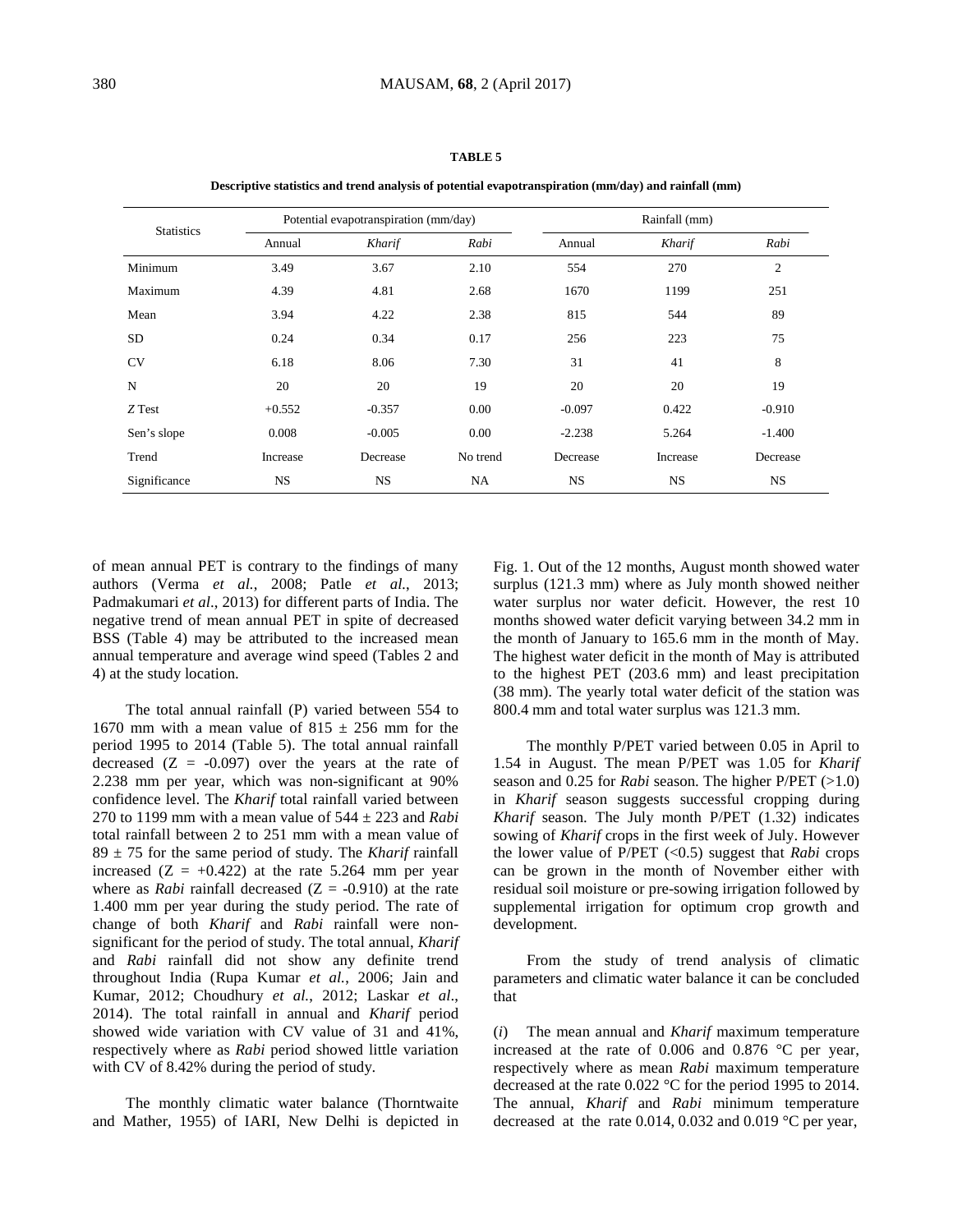**TABLE 5**

**Descriptive statistics and trend analysis of potential evapotranspiration (mm/day) and rainfall (mm)**

| Statistics | Potential evapotranspiration (mm/day) | | | Rainfall (mm) | | |
|---|---|---|---|---|---|---|
| | Annual | *Kharif* | *Rabi* | Annual | *Kharif* | *Rabi* |
| Minimum | 3.49 | 3.67 | 2.10 | 554 | 270 | 2 |
| Maximum | 4.39 | 4.81 | 2.68 | 1670 | 1199 | 251 |
| Mean | 3.94 | 4.22 | 2.38 | 815 | 544 | 89 |
| SD | 0.24 | 0.34 | 0.17 | 256 | 223 | 75 |
| CV | 6.18 | 8.06 | 7.30 | 31 | 41 | 8 |
| N | 20 | 20 | 19 | 20 | 20 | 19 |
| *Z* Test | +0.552 | -0.357 | 0.00 | -0.097 | 0.422 | -0.910 |
| Sen's slope | 0.008 | -0.005 | 0.00 | -2.238 | 5.264 | -1.400 |
| Trend | Increase | Decrease | No trend | Decrease | Increase | Decrease |
| Significance | NS | NS | NA | NS | NS | NS |

of mean annual PET is contrary to the findings of many authors (Verma *et al.*, 2008; Patle *et al.*, 2013; Padmakumari *et al.*, 2013) for different parts of India. The negative trend of mean annual PET in spite of decreased BSS (Table 4) may be attributed to the increased mean annual temperature and average wind speed (Tables 2 and 4) at the study location.

The total annual rainfall (P) varied between 554 to 1670 mm with a mean value of 815 ± 256 mm for the period 1995 to 2014 (Table 5). The total annual rainfall decreased (Z = -0.097) over the years at the rate of 2.238 mm per year, which was non-significant at 90% confidence level. The *Kharif* total rainfall varied between 270 to 1199 mm with a mean value of 544 ± 223 and *Rabi* total rainfall between 2 to 251 mm with a mean value of 89 ± 75 for the same period of study. The *Kharif* rainfall increased (Z = +0.422) at the rate 5.264 mm per year where as *Rabi* rainfall decreased (Z = -0.910) at the rate 1.400 mm per year during the study period. The rate of change of both *Kharif* and *Rabi* rainfall were non-significant for the period of study. The total annual, *Kharif* and *Rabi* rainfall did not show any definite trend throughout India (Rupa Kumar *et al.*, 2006; Jain and Kumar, 2012; Choudhury *et al.*, 2012; Laskar *et al.*, 2014). The total rainfall in annual and *Kharif* period showed wide variation with CV value of 31 and 41%, respectively where as *Rabi* period showed little variation with CV of 8.42% during the period of study.

The monthly climatic water balance (Thorntwaite and Mather, 1955) of IARI, New Delhi is depicted in Fig. 1. Out of the 12 months, August month showed water surplus (121.3 mm) where as July month showed neither water surplus nor water deficit. However, the rest 10 months showed water deficit varying between 34.2 mm in the month of January to 165.6 mm in the month of May. The highest water deficit in the month of May is attributed to the highest PET (203.6 mm) and least precipitation (38 mm). The yearly total water deficit of the station was 800.4 mm and total water surplus was 121.3 mm.

The monthly P/PET varied between 0.05 in April to 1.54 in August. The mean P/PET was 1.05 for *Kharif* season and 0.25 for *Rabi* season. The higher P/PET (>1.0) in *Kharif* season suggests successful cropping during *Kharif* season. The July month P/PET (1.32) indicates sowing of *Kharif* crops in the first week of July. However the lower value of P/PET (<0.5) suggest that *Rabi* crops can be grown in the month of November either with residual soil moisture or pre-sowing irrigation followed by supplemental irrigation for optimum crop growth and development.

From the study of trend analysis of climatic parameters and climatic water balance it can be concluded that

(*i*) The mean annual and *Kharif* maximum temperature increased at the rate of 0.006 and 0.876 °C per year, respectively where as mean *Rabi* maximum temperature decreased at the rate 0.022 °C for the period 1995 to 2014. The annual, *Kharif* and *Rabi* minimum temperature decreased at the rate 0.014, 0.032 and 0.019 °C per year,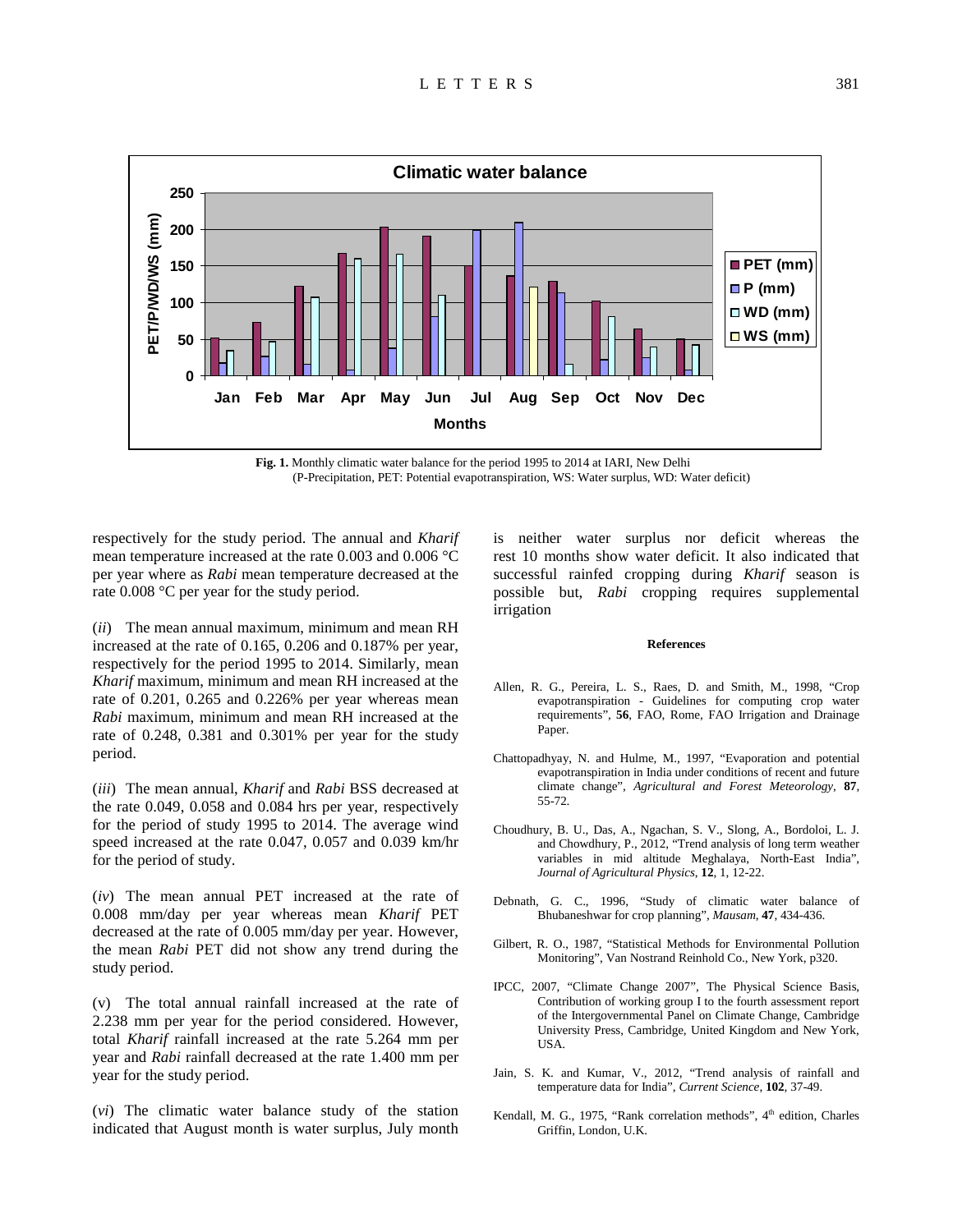**Fig. 1.** Monthly climatic water balance for the period 1995 to 2014 at IARI, New Delhi (P-Precipitation, PET: Potential evapotranspiration, WS: Water surplus, WD: Water deficit)

respectively for the study period. The annual and *Kharif* mean temperature increased at the rate 0.003 and 0.006 °C per year where as *Rabi* mean temperature decreased at the rate 0.008 °C per year for the study period.

(*ii*) The mean annual maximum, minimum and mean RH increased at the rate of 0.165, 0.206 and 0.187% per year, respectively for the period 1995 to 2014. Similarly, mean *Kharif* maximum, minimum and mean RH increased at the rate of 0.201, 0.265 and 0.226% per year whereas mean *Rabi* maximum, minimum and mean RH increased at the rate of 0.248, 0.381 and 0.301% per year for the study period.

(*iii*) The mean annual, *Kharif* and *Rabi* BSS decreased at the rate 0.049, 0.058 and 0.084 hrs per year, respectively for the period of study 1995 to 2014. The average wind speed increased at the rate 0.047, 0.057 and 0.039 km/hr for the period of study.

(*iv*) The mean annual PET increased at the rate of 0.008 mm/day per year whereas mean *Kharif* PET decreased at the rate of 0.005 mm/day per year. However, the mean *Rabi* PET did not show any trend during the study period.

(v) The total annual rainfall increased at the rate of 2.238 mm per year for the period considered. However, total *Kharif* rainfall increased at the rate 5.264 mm per year and *Rabi* rainfall decreased at the rate 1.400 mm per year for the study period.

(*vi*) The climatic water balance study of the station indicated that August month is water surplus, July month is neither water surplus nor deficit whereas the rest 10 months show water deficit. It also indicated that successful rainfed cropping during *Kharif* season is possible but, *Rabi* cropping requires supplemental irrigation

#### References

Allen, R. G., Pereira, L. S., Raes, D. and Smith, M., 1998, "Crop evapotranspiration - Guidelines for computing crop water requirements", **56**, FAO, Rome, FAO Irrigation and Drainage Paper.

Chattopadhyay, N. and Hulme, M., 1997, "Evaporation and potential evapotranspiration in India under conditions of recent and future climate change", *Agricultural and Forest Meteorology*, **87**, 55-72.

Choudhury, B. U., Das, A., Ngachan, S. V., Slong, A., Bordoloi, L. J. and Chowdhury, P., 2012, "Trend analysis of long term weather variables in mid altitude Meghalaya, North-East India", *Journal of Agricultural Physics*, **12**, 1, 12-22.

Debnath, G. C., 1996, "Study of climatic water balance of Bhubaneshwar for crop planning", *Mausam*, **47**, 434-436.

Gilbert, R. O., 1987, "Statistical Methods for Environmental Pollution Monitoring", Van Nostrand Reinhold Co., New York, p320.

IPCC, 2007, "Climate Change 2007", The Physical Science Basis, Contribution of working group I to the fourth assessment report of the Intergovernmental Panel on Climate Change, Cambridge University Press, Cambridge, United Kingdom and New York, USA.

Jain, S. K. and Kumar, V., 2012, "Trend analysis of rainfall and temperature data for India", *Current Science*, **102**, 37-49.

Kendall, M. G., 1975, "Rank correlation methods", 4th edition, Charles Griffin, London, U.K.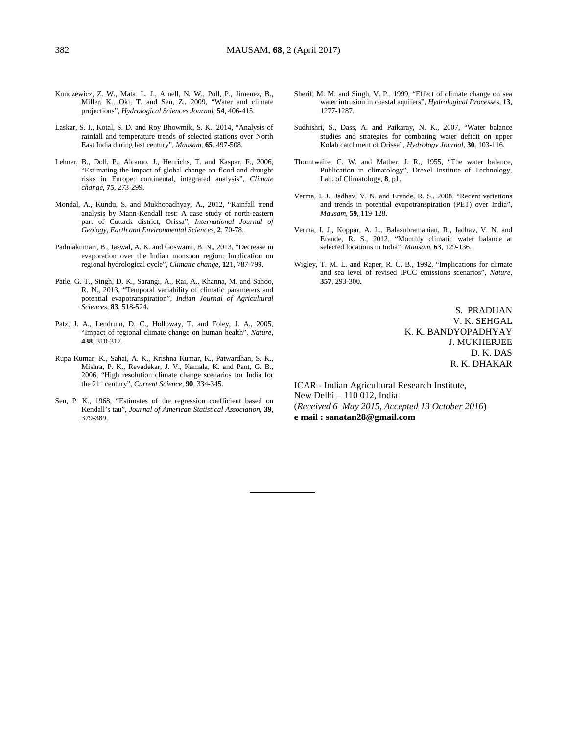Kundzewicz, Z. W., Mata, L. J., Arnell, N. W., Poll, P., Jimenez, B., Miller, K., Oki, T. and Sen, Z., 2009, "Water and climate projections", *Hydrological Sciences Journal*, **54**, 406-415.

Laskar, S. I., Kotal, S. D. and Roy Bhowmik, S. K., 2014, "Analysis of rainfall and temperature trends of selected stations over North East India during last century", *Mausam*, **65**, 497-508.

Lehner, B., Doll, P., Alcamo, J., Henrichs, T. and Kaspar, F., 2006, "Estimating the impact of global change on flood and drought risks in Europe: continental, integrated analysis", *Climate change*, **75**, 273-299.

Mondal, A., Kundu, S. and Mukhopadhyay, A., 2012, "Rainfall trend analysis by Mann-Kendall test: A case study of north-eastern part of Cuttack district, Orissa", *International Journal of Geology, Earth and Environmental Sciences*, **2**, 70-78.

Padmakumari, B., Jaswal, A. K. and Goswami, B. N., 2013, "Decrease in evaporation over the Indian monsoon region: Implication on regional hydrological cycle", *Climatic change*, **12**1, 787-799.

Patle, G. T., Singh, D. K., Sarangi, A., Rai, A., Khanna, M. and Sahoo, R. N., 2013, "Temporal variability of climatic parameters and potential evapotranspiration", *Indian Journal of Agricultural Sciences*, **83**, 518-524.

Patz, J. A., Lendrum, D. C., Holloway, T. and Foley, J. A., 2005, "Impact of regional climate change on human health", *Nature*, **438**, 310-317.

Rupa Kumar, K., Sahai, A. K., Krishna Kumar, K., Patwardhan, S. K., Mishra, P. K., Revadekar, J. V., Kamala, K. and Pant, G. B., 2006, "High resolution climate change scenarios for India for the 21st century", *Current Science*, **90**, 334-345.

Sen, P. K., 1968, "Estimates of the regression coefficient based on Kendall's tau", *Journal of American Statistical Association*, **39**, 379-389.

Sherif, M. M. and Singh, V. P., 1999, "Effect of climate change on sea water intrusion in coastal aquifers", *Hydrological Processes*, **13**, 1277-1287.

Sudhishri, S., Dass, A. and Paikaray, N. K., 2007, "Water balance studies and strategies for combating water deficit on upper Kolab catchment of Orissa", *Hydrology Journal*, **30**, 103-116.

Thorntwaite, C. W. and Mather, J. R., 1955, "The water balance, Publication in climatology", Drexel Institute of Technology, Lab. of Climatology, **8**, p1.

Verma, I. J., Jadhav, V. N. and Erande, R. S., 2008, "Recent variations and trends in potential evapotranspiration (PET) over India", *Mausam*, **59**, 119-128.

Verma, I. J., Koppar, A. L., Balasubramanian, R., Jadhav, V. N. and Erande, R. S., 2012, "Monthly climatic water balance at selected locations in India", *Mausam*, **63**, 129-136.

Wigley, T. M. L. and Raper, R. C. B., 1992, "Implications for climate and sea level of revised IPCC emissions scenarios", *Nature*, **357**, 293-300.

S. PRADHAN
V. K. SEHGAL
K. K. BANDYOPADHYAY
J. MUKHERJEE
D. K. DAS
R. K. DHAKAR

ICAR - Indian Agricultural Research Institute,
New Delhi – 110 012, India
(*Received 6 May 2015, Accepted 13 October 2016*)
**e mail : sanatan28@gmail.com**